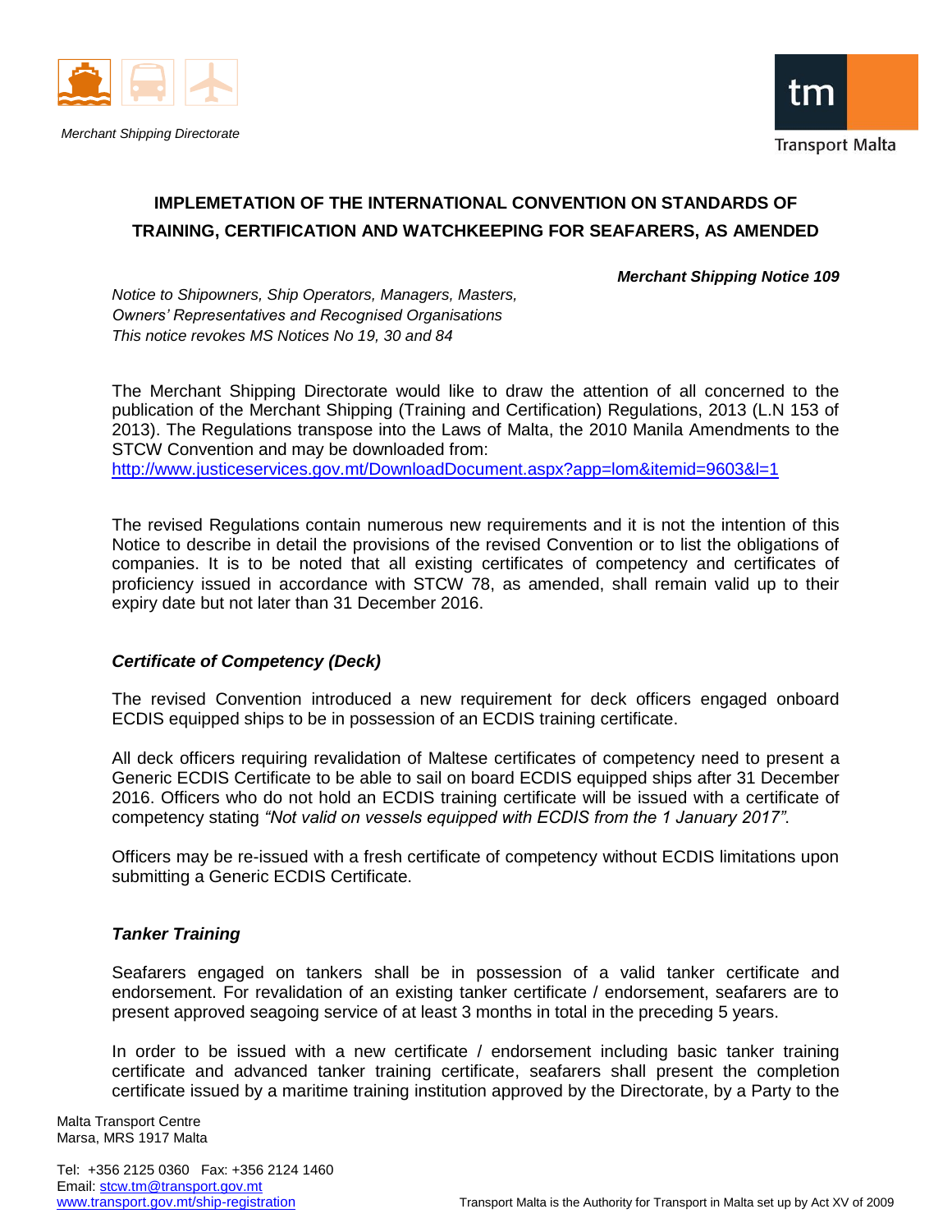*Merchant Shipping Directorate*

Transport Malta

# IMPLEMETATION OF THE INTERNATIONAL CONVENTION ON STANDARDS OF TRAINING, CERTIFICATION AND WATCHKEEPING FOR SEAFARERS, AS AMENDED

***Merchant Shipping Notice 109***

*Notice to Shipowners, Ship Operators, Managers, Masters, Owners' Representatives and Recognised Organisations*
*This notice revokes MS Notices No 19, 30 and 84*

The Merchant Shipping Directorate would like to draw the attention of all concerned to the publication of the Merchant Shipping (Training and Certification) Regulations, 2013 (L.N 153 of 2013). The Regulations transpose into the Laws of Malta, the 2010 Manila Amendments to the STCW Convention and may be downloaded from:
http://www.justiceservices.gov.mt/DownloadDocument.aspx?app=lom&itemid=9603&l=1

The revised Regulations contain numerous new requirements and it is not the intention of this Notice to describe in detail the provisions of the revised Convention or to list the obligations of companies. It is to be noted that all existing certificates of competency and certificates of proficiency issued in accordance with STCW 78, as amended, shall remain valid up to their expiry date but not later than 31 December 2016.

### *Certificate of Competency (Deck)*

The revised Convention introduced a new requirement for deck officers engaged onboard ECDIS equipped ships to be in possession of an ECDIS training certificate.

All deck officers requiring revalidation of Maltese certificates of competency need to present a Generic ECDIS Certificate to be able to sail on board ECDIS equipped ships after 31 December 2016. Officers who do not hold an ECDIS training certificate will be issued with a certificate of competency stating *"Not valid on vessels equipped with ECDIS from the 1 January 2017"*.

Officers may be re-issued with a fresh certificate of competency without ECDIS limitations upon submitting a Generic ECDIS Certificate.

### *Tanker Training*

Seafarers engaged on tankers shall be in possession of a valid tanker certificate and endorsement. For revalidation of an existing tanker certificate / endorsement, seafarers are to present approved seagoing service of at least 3 months in total in the preceding 5 years.

In order to be issued with a new certificate / endorsement including basic tanker training certificate and advanced tanker training certificate, seafarers shall present the completion certificate issued by a maritime training institution approved by the Directorate, by a Party to the

Malta Transport Centre
Marsa, MRS 1917 Malta

Tel: +356 2125 0360 Fax: +356 2124 1460
Email: stcw.tm@transport.gov.mt
www.transport.gov.mt/ship-registration

Transport Malta is the Authority for Transport in Malta set up by Act XV of 2009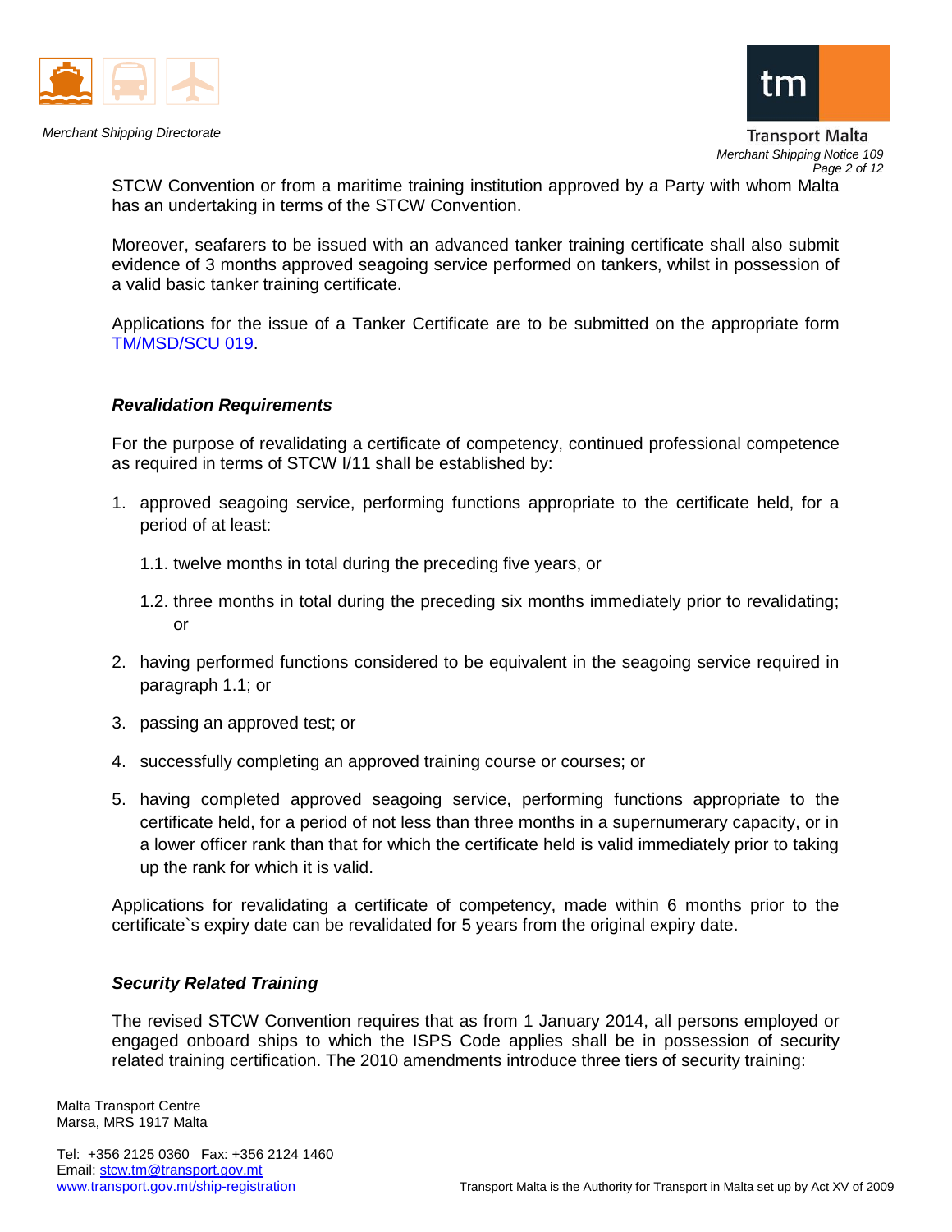STCW Convention or from a maritime training institution approved by a Party with whom Malta has an undertaking in terms of the STCW Convention.

Moreover, seafarers to be issued with an advanced tanker training certificate shall also submit evidence of 3 months approved seagoing service performed on tankers, whilst in possession of a valid basic tanker training certificate.

Applications for the issue of a Tanker Certificate are to be submitted on the appropriate form TM/MSD/SCU 019.

### *Revalidation Requirements*

For the purpose of revalidating a certificate of competency, continued professional competence as required in terms of STCW I/11 shall be established by:

1. approved seagoing service, performing functions appropriate to the certificate held, for a period of at least:

   1.1. twelve months in total during the preceding five years, or

   1.2. three months in total during the preceding six months immediately prior to revalidating; or

2. having performed functions considered to be equivalent in the seagoing service required in paragraph 1.1; or

3. passing an approved test; or

4. successfully completing an approved training course or courses; or

5. having completed approved seagoing service, performing functions appropriate to the certificate held, for a period of not less than three months in a supernumerary capacity, or in a lower officer rank than that for which the certificate held is valid immediately prior to taking up the rank for which it is valid.

Applications for revalidating a certificate of competency, made within 6 months prior to the certificate`s expiry date can be revalidated for 5 years from the original expiry date.

### *Security Related Training*

The revised STCW Convention requires that as from 1 January 2014, all persons employed or engaged onboard ships to which the ISPS Code applies shall be in possession of security related training certification. The 2010 amendments introduce three tiers of security training: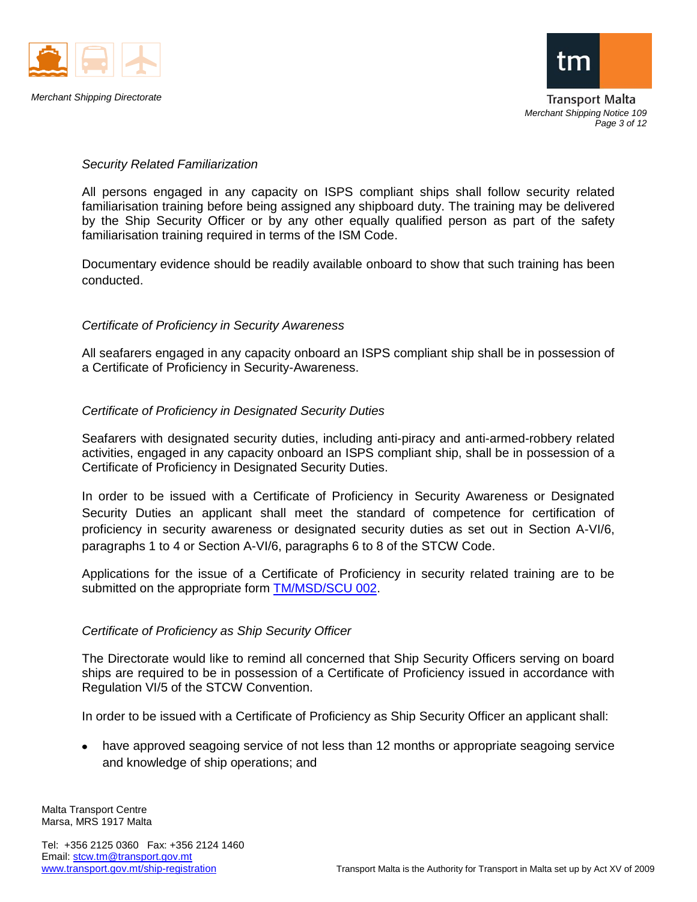*Security Related Familiarization*

All persons engaged in any capacity on ISPS compliant ships shall follow security related familiarisation training before being assigned any shipboard duty. The training may be delivered by the Ship Security Officer or by any other equally qualified person as part of the safety familiarisation training required in terms of the ISM Code.

Documentary evidence should be readily available onboard to show that such training has been conducted.

*Certificate of Proficiency in Security Awareness*

All seafarers engaged in any capacity onboard an ISPS compliant ship shall be in possession of a Certificate of Proficiency in Security-Awareness.

*Certificate of Proficiency in Designated Security Duties*

Seafarers with designated security duties, including anti-piracy and anti-armed-robbery related activities, engaged in any capacity onboard an ISPS compliant ship, shall be in possession of a Certificate of Proficiency in Designated Security Duties.

In order to be issued with a Certificate of Proficiency in Security Awareness or Designated Security Duties an applicant shall meet the standard of competence for certification of proficiency in security awareness or designated security duties as set out in Section A-VI/6, paragraphs 1 to 4 or Section A-VI/6, paragraphs 6 to 8 of the STCW Code.

Applications for the issue of a Certificate of Proficiency in security related training are to be submitted on the appropriate form TM/MSD/SCU 002.

*Certificate of Proficiency as Ship Security Officer*

The Directorate would like to remind all concerned that Ship Security Officers serving on board ships are required to be in possession of a Certificate of Proficiency issued in accordance with Regulation VI/5 of the STCW Convention.

In order to be issued with a Certificate of Proficiency as Ship Security Officer an applicant shall:

- have approved seagoing service of not less than 12 months or appropriate seagoing service and knowledge of ship operations; and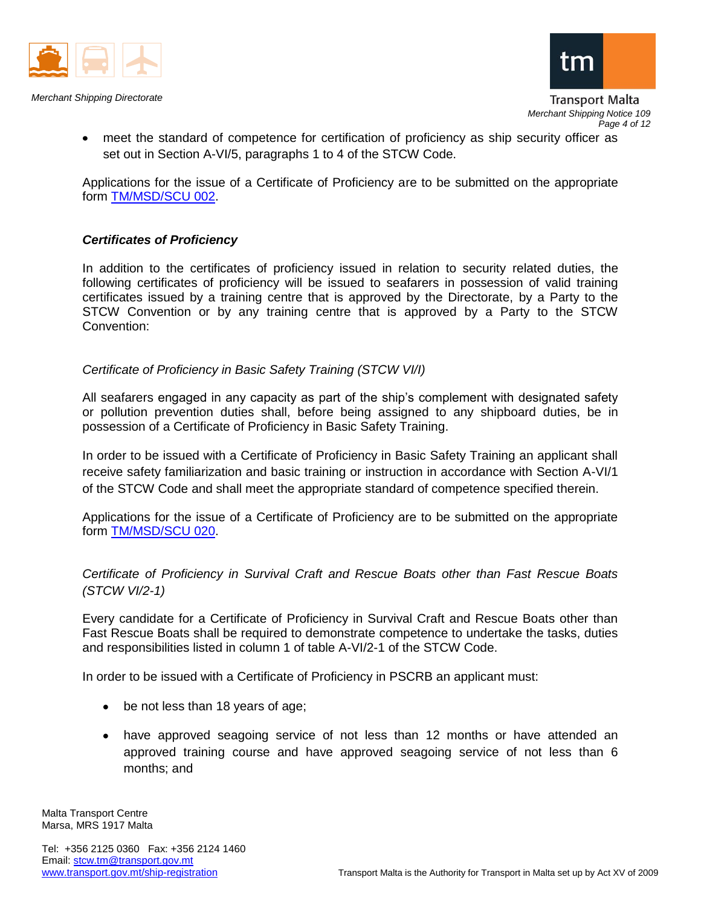- meet the standard of competence for certification of proficiency as ship security officer as set out in Section A-VI/5, paragraphs 1 to 4 of the STCW Code.

Applications for the issue of a Certificate of Proficiency are to be submitted on the appropriate form [TM/MSD/SCU 002](TM/MSD/SCU 002).

***Certificates of Proficiency***

In addition to the certificates of proficiency issued in relation to security related duties, the following certificates of proficiency will be issued to seafarers in possession of valid training certificates issued by a training centre that is approved by the Directorate, by a Party to the STCW Convention or by any training centre that is approved by a Party to the STCW Convention:

*Certificate of Proficiency in Basic Safety Training (STCW VI/I)*

All seafarers engaged in any capacity as part of the ship's complement with designated safety or pollution prevention duties shall, before being assigned to any shipboard duties, be in possession of a Certificate of Proficiency in Basic Safety Training.

In order to be issued with a Certificate of Proficiency in Basic Safety Training an applicant shall receive safety familiarization and basic training or instruction in accordance with Section A-VI/1 of the STCW Code and shall meet the appropriate standard of competence specified therein.

Applications for the issue of a Certificate of Proficiency are to be submitted on the appropriate form [TM/MSD/SCU 020](TM/MSD/SCU 020).

*Certificate of Proficiency in Survival Craft and Rescue Boats other than Fast Rescue Boats (STCW VI/2-1)*

Every candidate for a Certificate of Proficiency in Survival Craft and Rescue Boats other than Fast Rescue Boats shall be required to demonstrate competence to undertake the tasks, duties and responsibilities listed in column 1 of table A-VI/2-1 of the STCW Code.

In order to be issued with a Certificate of Proficiency in PSCRB an applicant must:

- be not less than 18 years of age;
- have approved seagoing service of not less than 12 months or have attended an approved training course and have approved seagoing service of not less than 6 months; and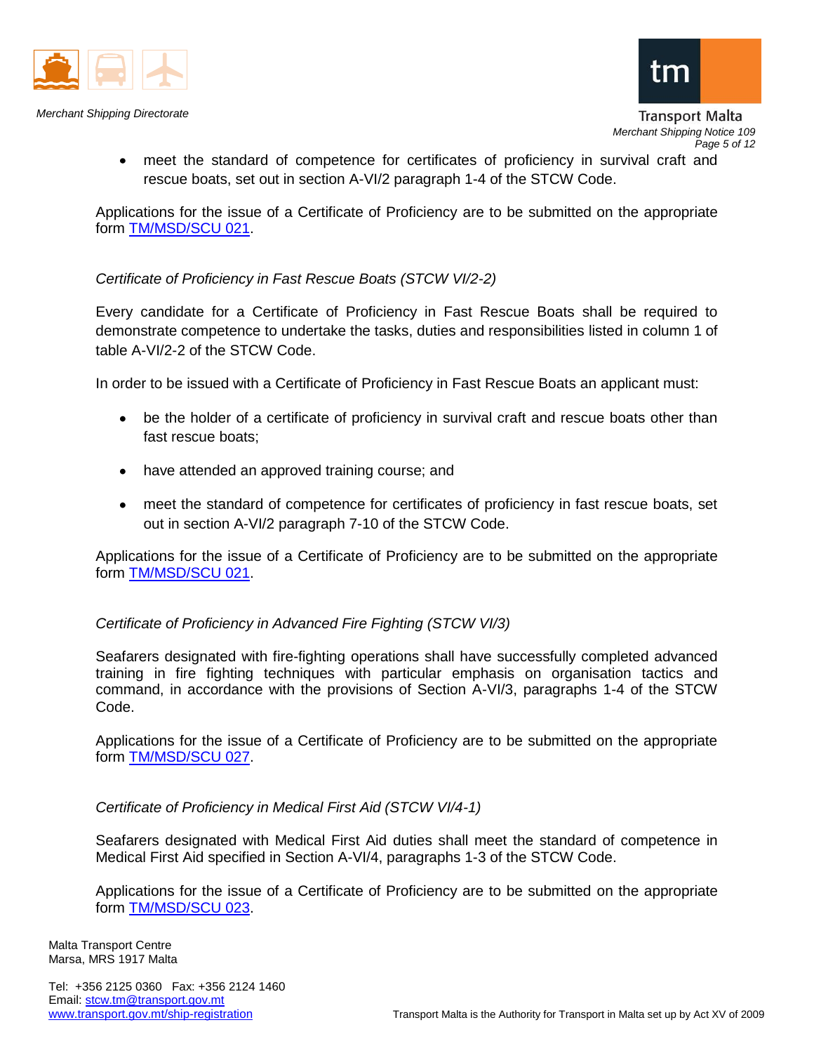- meet the standard of competence for certificates of proficiency in survival craft and rescue boats, set out in section A-VI/2 paragraph 1-4 of the STCW Code.

Applications for the issue of a Certificate of Proficiency are to be submitted on the appropriate form TM/MSD/SCU 021.

*Certificate of Proficiency in Fast Rescue Boats (STCW VI/2-2)*

Every candidate for a Certificate of Proficiency in Fast Rescue Boats shall be required to demonstrate competence to undertake the tasks, duties and responsibilities listed in column 1 of table A-VI/2-2 of the STCW Code.

In order to be issued with a Certificate of Proficiency in Fast Rescue Boats an applicant must:

- be the holder of a certificate of proficiency in survival craft and rescue boats other than fast rescue boats;
- have attended an approved training course; and
- meet the standard of competence for certificates of proficiency in fast rescue boats, set out in section A-VI/2 paragraph 7-10 of the STCW Code.

Applications for the issue of a Certificate of Proficiency are to be submitted on the appropriate form TM/MSD/SCU 021.

*Certificate of Proficiency in Advanced Fire Fighting (STCW VI/3)*

Seafarers designated with fire-fighting operations shall have successfully completed advanced training in fire fighting techniques with particular emphasis on organisation tactics and command, in accordance with the provisions of Section A-VI/3, paragraphs 1-4 of the STCW Code.

Applications for the issue of a Certificate of Proficiency are to be submitted on the appropriate form TM/MSD/SCU 027.

*Certificate of Proficiency in Medical First Aid (STCW VI/4-1)*

Seafarers designated with Medical First Aid duties shall meet the standard of competence in Medical First Aid specified in Section A-VI/4, paragraphs 1-3 of the STCW Code.

Applications for the issue of a Certificate of Proficiency are to be submitted on the appropriate form TM/MSD/SCU 023.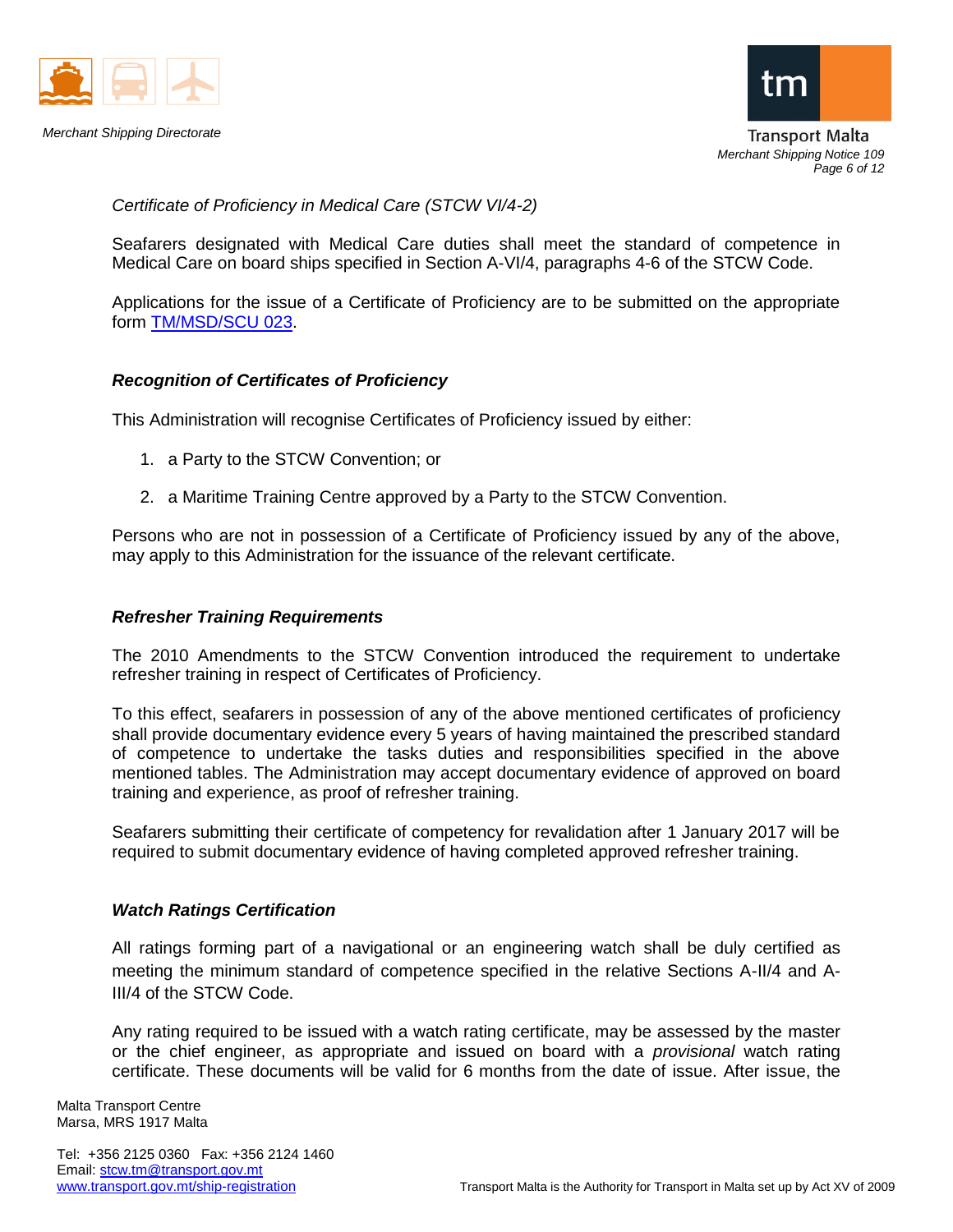*Certificate of Proficiency in Medical Care (STCW VI/4-2)*

Seafarers designated with Medical Care duties shall meet the standard of competence in Medical Care on board ships specified in Section A-VI/4, paragraphs 4-6 of the STCW Code.

Applications for the issue of a Certificate of Proficiency are to be submitted on the appropriate form TM/MSD/SCU 023.

### ***Recognition of Certificates of Proficiency***

This Administration will recognise Certificates of Proficiency issued by either:

1. a Party to the STCW Convention; or
2. a Maritime Training Centre approved by a Party to the STCW Convention.

Persons who are not in possession of a Certificate of Proficiency issued by any of the above, may apply to this Administration for the issuance of the relevant certificate.

### ***Refresher Training Requirements***

The 2010 Amendments to the STCW Convention introduced the requirement to undertake refresher training in respect of Certificates of Proficiency.

To this effect, seafarers in possession of any of the above mentioned certificates of proficiency shall provide documentary evidence every 5 years of having maintained the prescribed standard of competence to undertake the tasks duties and responsibilities specified in the above mentioned tables. The Administration may accept documentary evidence of approved on board training and experience, as proof of refresher training.

Seafarers submitting their certificate of competency for revalidation after 1 January 2017 will be required to submit documentary evidence of having completed approved refresher training.

### ***Watch Ratings Certification***

All ratings forming part of a navigational or an engineering watch shall be duly certified as meeting the minimum standard of competence specified in the relative Sections A-II/4 and A-III/4 of the STCW Code.

Any rating required to be issued with a watch rating certificate, may be assessed by the master or the chief engineer, as appropriate and issued on board with a *provisional* watch rating certificate. These documents will be valid for 6 months from the date of issue. After issue, the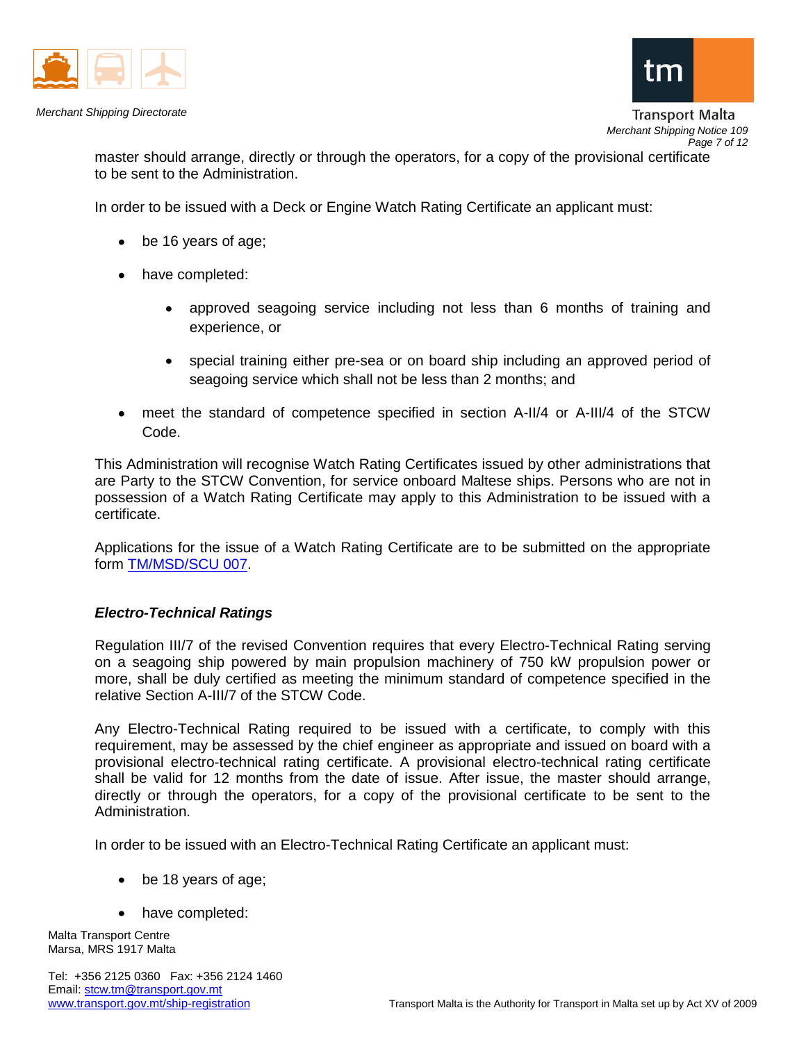master should arrange, directly or through the operators, for a copy of the provisional certificate to be sent to the Administration.

In order to be issued with a Deck or Engine Watch Rating Certificate an applicant must:

- be 16 years of age;
- have completed:
  - approved seagoing service including not less than 6 months of training and experience, or
  - special training either pre-sea or on board ship including an approved period of seagoing service which shall not be less than 2 months; and
- meet the standard of competence specified in section A-II/4 or A-III/4 of the STCW Code.

This Administration will recognise Watch Rating Certificates issued by other administrations that are Party to the STCW Convention, for service onboard Maltese ships. Persons who are not in possession of a Watch Rating Certificate may apply to this Administration to be issued with a certificate.

Applications for the issue of a Watch Rating Certificate are to be submitted on the appropriate form TM/MSD/SCU 007.

### *Electro-Technical Ratings*

Regulation III/7 of the revised Convention requires that every Electro-Technical Rating serving on a seagoing ship powered by main propulsion machinery of 750 kW propulsion power or more, shall be duly certified as meeting the minimum standard of competence specified in the relative Section A-III/7 of the STCW Code.

Any Electro-Technical Rating required to be issued with a certificate, to comply with this requirement, may be assessed by the chief engineer as appropriate and issued on board with a provisional electro-technical rating certificate. A provisional electro-technical rating certificate shall be valid for 12 months from the date of issue. After issue, the master should arrange, directly or through the operators, for a copy of the provisional certificate to be sent to the Administration.

In order to be issued with an Electro-Technical Rating Certificate an applicant must:

- be 18 years of age;
- have completed: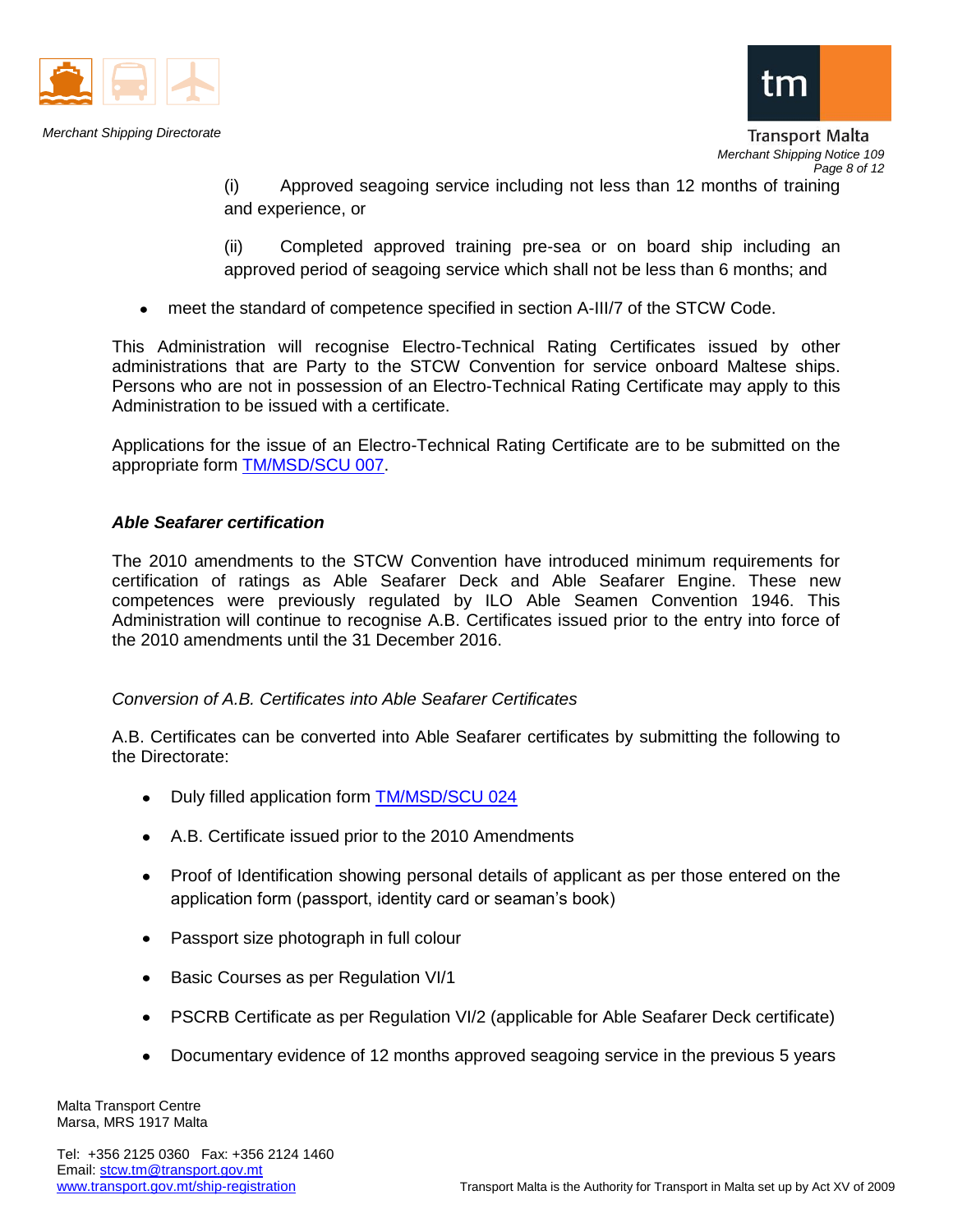(i) Approved seagoing service including not less than 12 months of training and experience, or

(ii) Completed approved training pre-sea or on board ship including an approved period of seagoing service which shall not be less than 6 months; and

- meet the standard of competence specified in section A-III/7 of the STCW Code.

This Administration will recognise Electro-Technical Rating Certificates issued by other administrations that are Party to the STCW Convention for service onboard Maltese ships. Persons who are not in possession of an Electro-Technical Rating Certificate may apply to this Administration to be issued with a certificate.

Applications for the issue of an Electro-Technical Rating Certificate are to be submitted on the appropriate form TM/MSD/SCU 007.

### *Able Seafarer certification*

The 2010 amendments to the STCW Convention have introduced minimum requirements for certification of ratings as Able Seafarer Deck and Able Seafarer Engine. These new competences were previously regulated by ILO Able Seamen Convention 1946. This Administration will continue to recognise A.B. Certificates issued prior to the entry into force of the 2010 amendments until the 31 December 2016.

*Conversion of A.B. Certificates into Able Seafarer Certificates*

A.B. Certificates can be converted into Able Seafarer certificates by submitting the following to the Directorate:

- Duly filled application form TM/MSD/SCU 024
- A.B. Certificate issued prior to the 2010 Amendments
- Proof of Identification showing personal details of applicant as per those entered on the application form (passport, identity card or seaman's book)
- Passport size photograph in full colour
- Basic Courses as per Regulation VI/1
- PSCRB Certificate as per Regulation VI/2 (applicable for Able Seafarer Deck certificate)
- Documentary evidence of 12 months approved seagoing service in the previous 5 years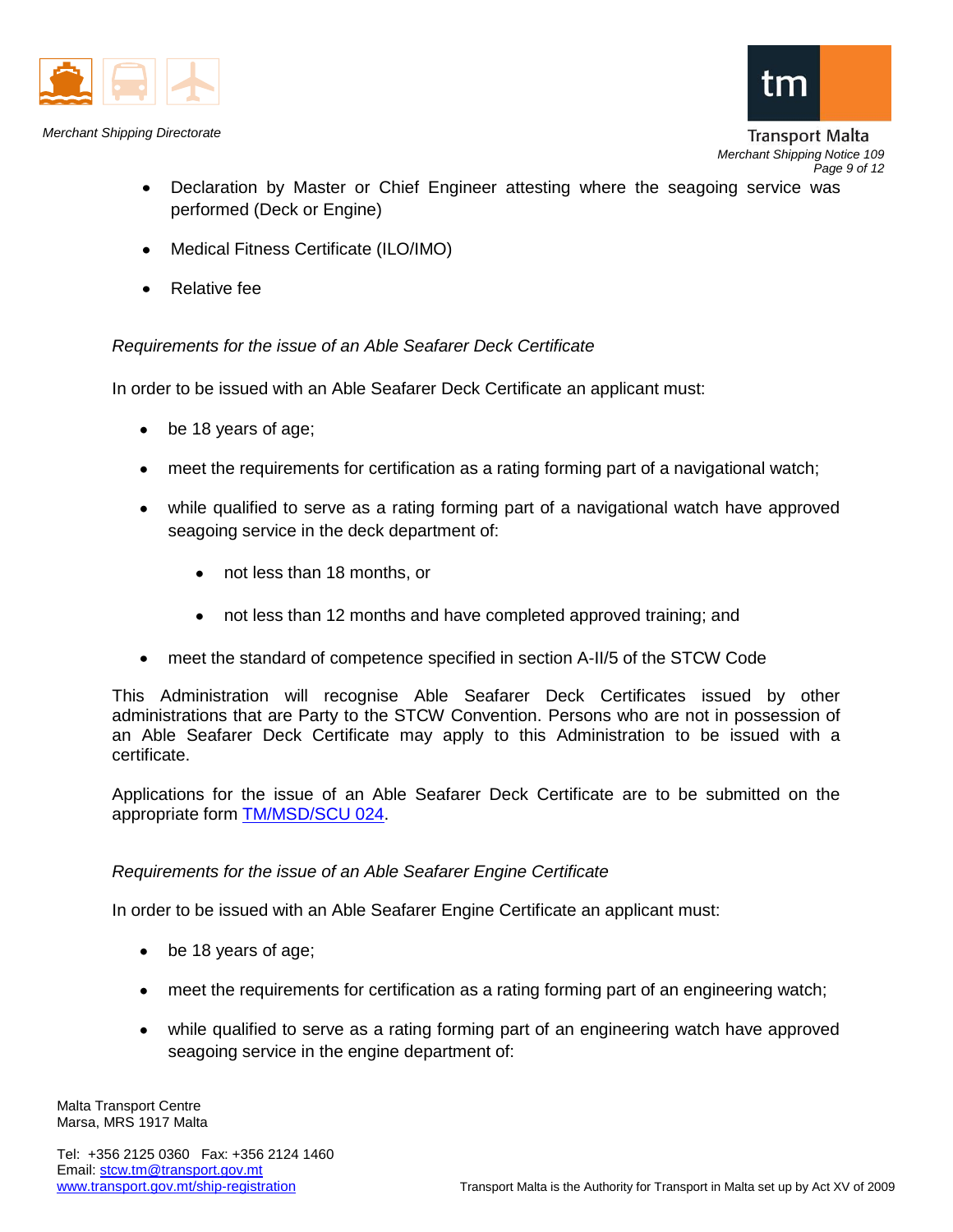- Declaration by Master or Chief Engineer attesting where the seagoing service was performed (Deck or Engine)
- Medical Fitness Certificate (ILO/IMO)
- Relative fee

*Requirements for the issue of an Able Seafarer Deck Certificate*

In order to be issued with an Able Seafarer Deck Certificate an applicant must:

- be 18 years of age;
- meet the requirements for certification as a rating forming part of a navigational watch;
- while qualified to serve as a rating forming part of a navigational watch have approved seagoing service in the deck department of:
    - not less than 18 months, or
    - not less than 12 months and have completed approved training; and
- meet the standard of competence specified in section A-II/5 of the STCW Code

This Administration will recognise Able Seafarer Deck Certificates issued by other administrations that are Party to the STCW Convention. Persons who are not in possession of an Able Seafarer Deck Certificate may apply to this Administration to be issued with a certificate.

Applications for the issue of an Able Seafarer Deck Certificate are to be submitted on the appropriate form TM/MSD/SCU 024.

*Requirements for the issue of an Able Seafarer Engine Certificate*

In order to be issued with an Able Seafarer Engine Certificate an applicant must:

- be 18 years of age;
- meet the requirements for certification as a rating forming part of an engineering watch;
- while qualified to serve as a rating forming part of an engineering watch have approved seagoing service in the engine department of: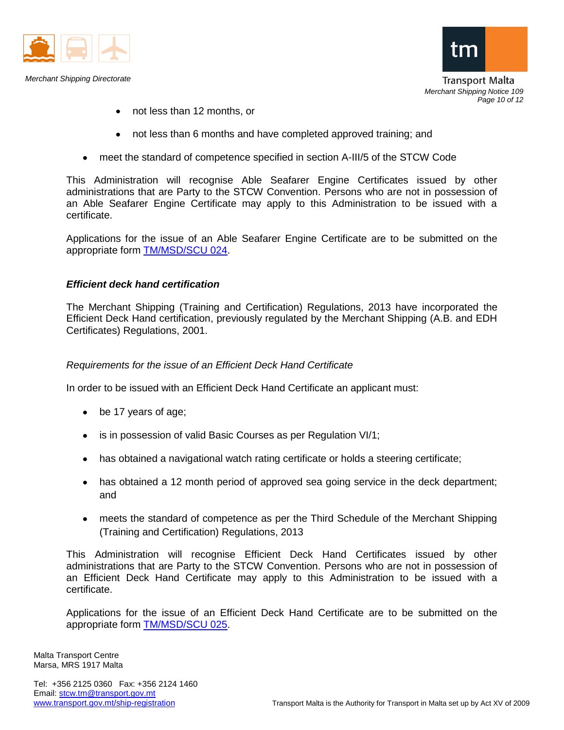- not less than 12 months, or
    - not less than 6 months and have completed approved training; and
- meet the standard of competence specified in section A-III/5 of the STCW Code

This Administration will recognise Able Seafarer Engine Certificates issued by other administrations that are Party to the STCW Convention. Persons who are not in possession of an Able Seafarer Engine Certificate may apply to this Administration to be issued with a certificate.

Applications for the issue of an Able Seafarer Engine Certificate are to be submitted on the appropriate form [TM/MSD/SCU 024](TM/MSD/SCU 024).

### *Efficient deck hand certification*

The Merchant Shipping (Training and Certification) Regulations, 2013 have incorporated the Efficient Deck Hand certification, previously regulated by the Merchant Shipping (A.B. and EDH Certificates) Regulations, 2001.

*Requirements for the issue of an Efficient Deck Hand Certificate*

In order to be issued with an Efficient Deck Hand Certificate an applicant must:

- be 17 years of age;
- is in possession of valid Basic Courses as per Regulation VI/1;
- has obtained a navigational watch rating certificate or holds a steering certificate;
- has obtained a 12 month period of approved sea going service in the deck department; and
- meets the standard of competence as per the Third Schedule of the Merchant Shipping (Training and Certification) Regulations, 2013

This Administration will recognise Efficient Deck Hand Certificates issued by other administrations that are Party to the STCW Convention. Persons who are not in possession of an Efficient Deck Hand Certificate may apply to this Administration to be issued with a certificate.

Applications for the issue of an Efficient Deck Hand Certificate are to be submitted on the appropriate form [TM/MSD/SCU 025](TM/MSD/SCU 025).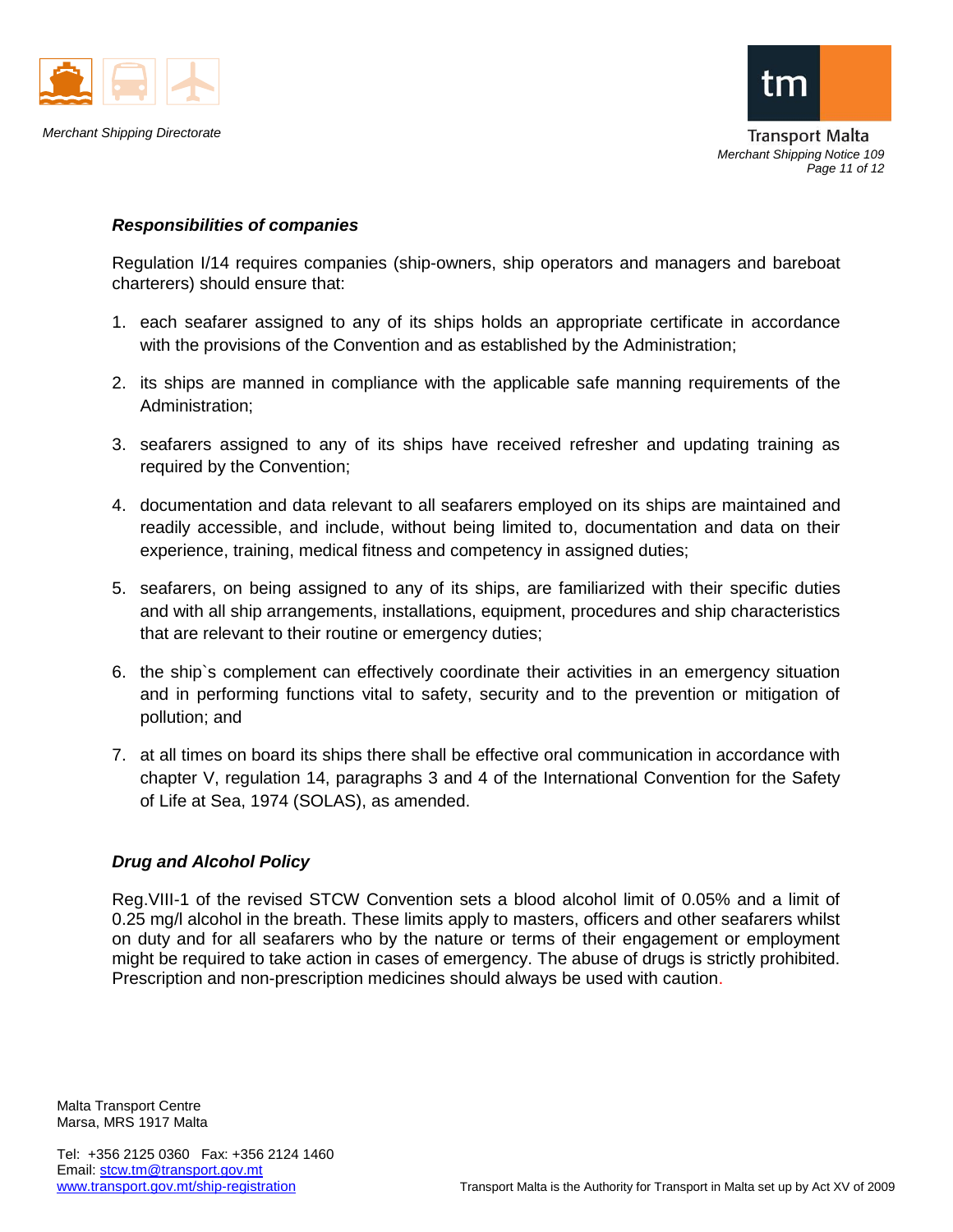***Responsibilities of companies***

Regulation I/14 requires companies (ship-owners, ship operators and managers and bareboat charterers) should ensure that:

1. each seafarer assigned to any of its ships holds an appropriate certificate in accordance with the provisions of the Convention and as established by the Administration;

2. its ships are manned in compliance with the applicable safe manning requirements of the Administration;

3. seafarers assigned to any of its ships have received refresher and updating training as required by the Convention;

4. documentation and data relevant to all seafarers employed on its ships are maintained and readily accessible, and include, without being limited to, documentation and data on their experience, training, medical fitness and competency in assigned duties;

5. seafarers, on being assigned to any of its ships, are familiarized with their specific duties and with all ship arrangements, installations, equipment, procedures and ship characteristics that are relevant to their routine or emergency duties;

6. the ship`s complement can effectively coordinate their activities in an emergency situation and in performing functions vital to safety, security and to the prevention or mitigation of pollution; and

7. at all times on board its ships there shall be effective oral communication in accordance with chapter V, regulation 14, paragraphs 3 and 4 of the International Convention for the Safety of Life at Sea, 1974 (SOLAS), as amended.

***Drug and Alcohol Policy***

Reg.VIII-1 of the revised STCW Convention sets a blood alcohol limit of 0.05% and a limit of 0.25 mg/l alcohol in the breath. These limits apply to masters, officers and other seafarers whilst on duty and for all seafarers who by the nature or terms of their engagement or employment might be required to take action in cases of emergency. The abuse of drugs is strictly prohibited. Prescription and non-prescription medicines should always be used with caution.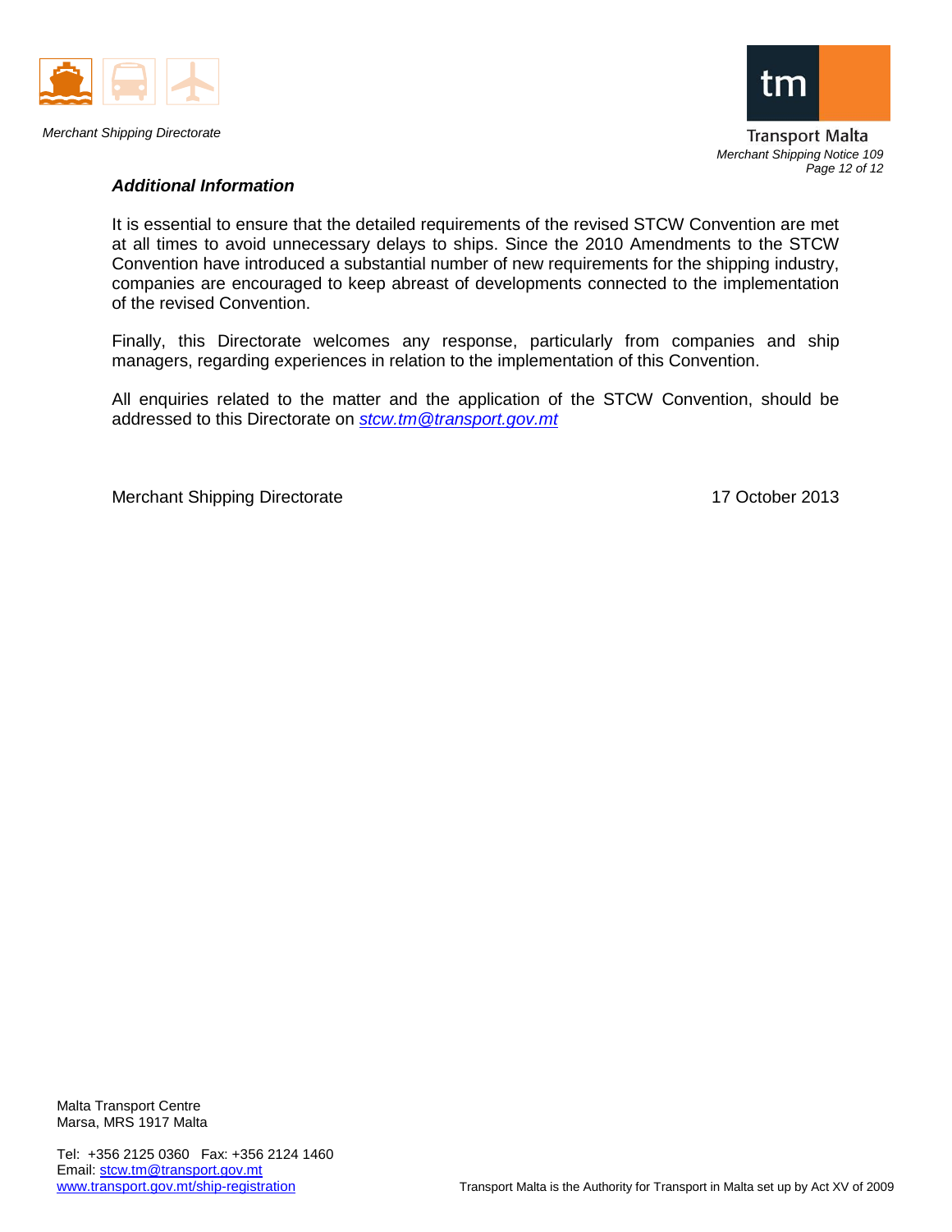***Additional Information***

It is essential to ensure that the detailed requirements of the revised STCW Convention are met at all times to avoid unnecessary delays to ships. Since the 2010 Amendments to the STCW Convention have introduced a substantial number of new requirements for the shipping industry, companies are encouraged to keep abreast of developments connected to the implementation of the revised Convention.

Finally, this Directorate welcomes any response, particularly from companies and ship managers, regarding experiences in relation to the implementation of this Convention.

All enquiries related to the matter and the application of the STCW Convention, should be addressed to this Directorate on *stcw.tm@transport.gov.mt*

Merchant Shipping Directorate

17 October 2013